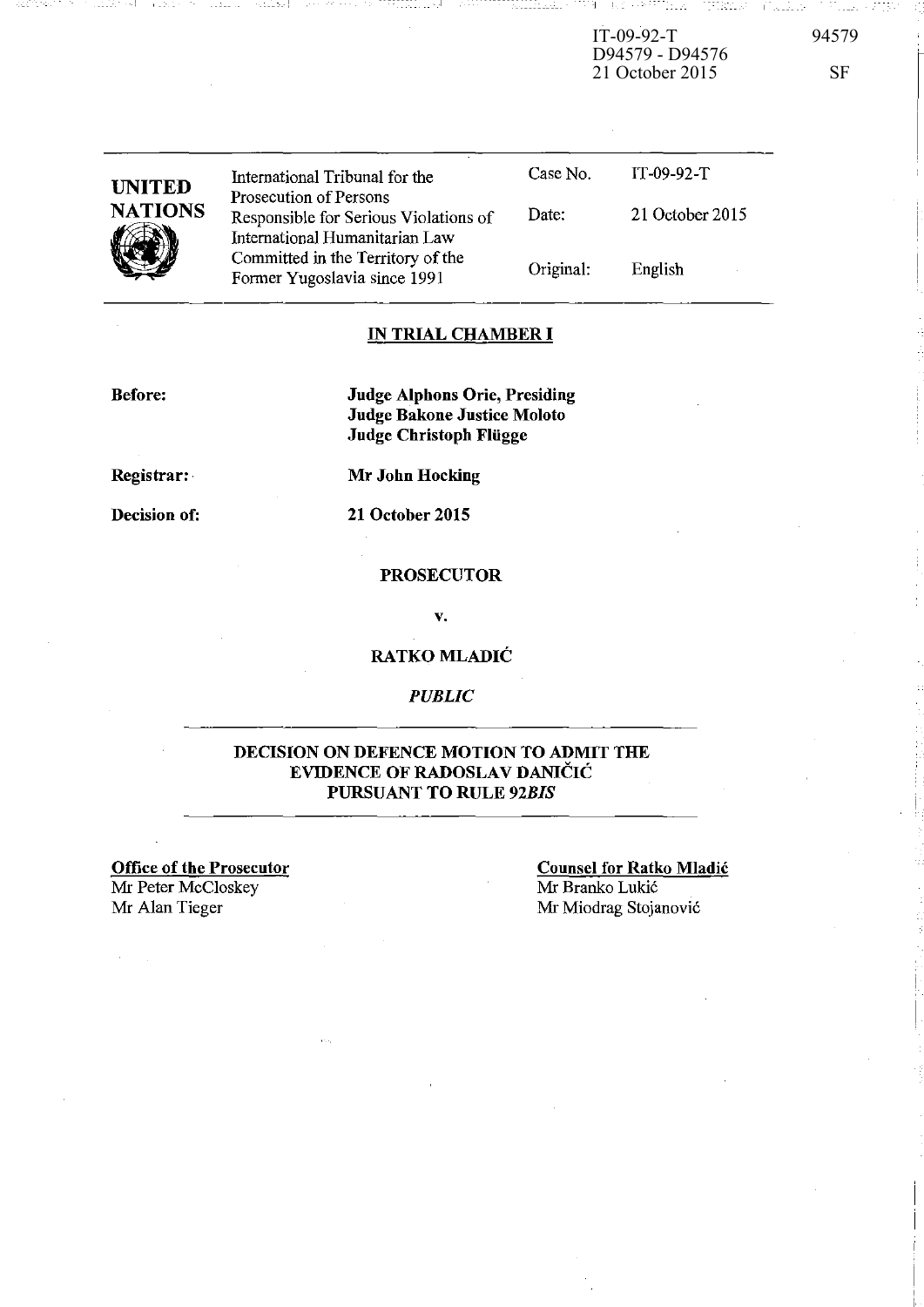IT-09-92-T
D94579 - D94576
21 October 2015

94579

SF

| UNITED NATIONS | International Tribunal for the Prosecution of Persons Responsible for Serious Violations of International Humanitarian Law Committed in the Territory of the Former Yugoslavia since 1991 | Case No. | IT-09-92-T |
|---|---|---|---|
| | | Date: | 21 October 2015 |
| | | Original: | English |

**IN TRIAL CHAMBER I**

**Before:** **Judge Alphons Orie, Presiding**
**Judge Bakone Justice Moloto**
**Judge Christoph Flügge**

**Registrar:** **Mr John Hocking**

**Decision of:** **21 October 2015**

**PROSECUTOR**

**v.**

**RATKO MLADIĆ**

***PUBLIC***

**DECISION ON DEFENCE MOTION TO ADMIT THE EVIDENCE OF RADOSLAV DANIČIĆ PURSUANT TO RULE 92*BIS***

**Office of the Prosecutor**
Mr Peter McCloskey
Mr Alan Tieger

**Counsel for Ratko Mladić**
Mr Branko Lukić
Mr Miodrag Stojanović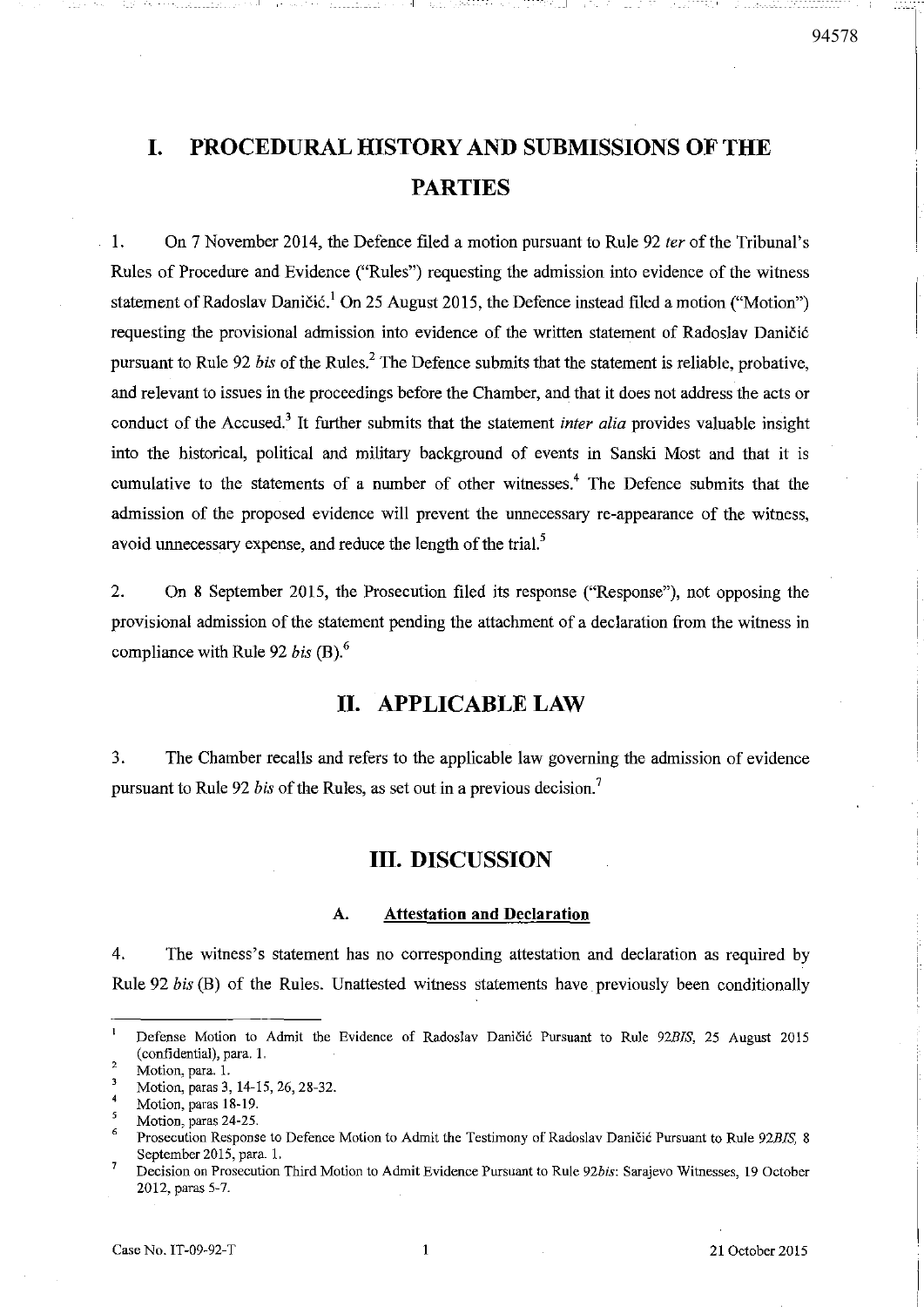# I. PROCEDURAL HISTORY AND SUBMISSIONS OF THE PARTIES

1. On 7 November 2014, the Defence filed a motion pursuant to Rule 92 *ter* of the Tribunal's Rules of Procedure and Evidence ("Rules") requesting the admission into evidence of the witness statement of Radoslav Daničić.[1] On 25 August 2015, the Defence instead filed a motion ("Motion") requesting the provisional admission into evidence of the written statement of Radoslav Daničić pursuant to Rule 92 *bis* of the Rules.[2] The Defence submits that the statement is reliable, probative, and relevant to issues in the proceedings before the Chamber, and that it does not address the acts or conduct of the Accused.[3] It further submits that the statement *inter alia* provides valuable insight into the historical, political and military background of events in Sanski Most and that it is cumulative to the statements of a number of other witnesses.[4] The Defence submits that the admission of the proposed evidence will prevent the unnecessary re-appearance of the witness, avoid unnecessary expense, and reduce the length of the trial.[5]

2. On 8 September 2015, the Prosecution filed its response ("Response"), not opposing the provisional admission of the statement pending the attachment of a declaration from the witness in compliance with Rule 92 *bis* (B).[6]

# II. APPLICABLE LAW

3. The Chamber recalls and refers to the applicable law governing the admission of evidence pursuant to Rule 92 *bis* of the Rules, as set out in a previous decision.[7]

# III. DISCUSSION

### A. Attestation and Declaration

4. The witness's statement has no corresponding attestation and declaration as required by Rule 92 *bis* (B) of the Rules. Unattested witness statements have previously been conditionally

---

[1] Defense Motion to Admit the Evidence of Radoslav Daničić Pursuant to Rule 92*BIS*, 25 August 2015 (confidential), para. 1.

[2] Motion, para. 1.

[3] Motion, paras 3, 14-15, 26, 28-32.

[4] Motion, paras 18-19.

[5] Motion, paras 24-25.

[6] Prosecution Response to Defence Motion to Admit the Testimony of Radoslav Daničić Pursuant to Rule 92*BIS*, 8 September 2015, para. 1.

[7] Decision on Prosecution Third Motion to Admit Evidence Pursuant to Rule 92*bis*: Sarajevo Witnesses, 19 October 2012, paras 5-7.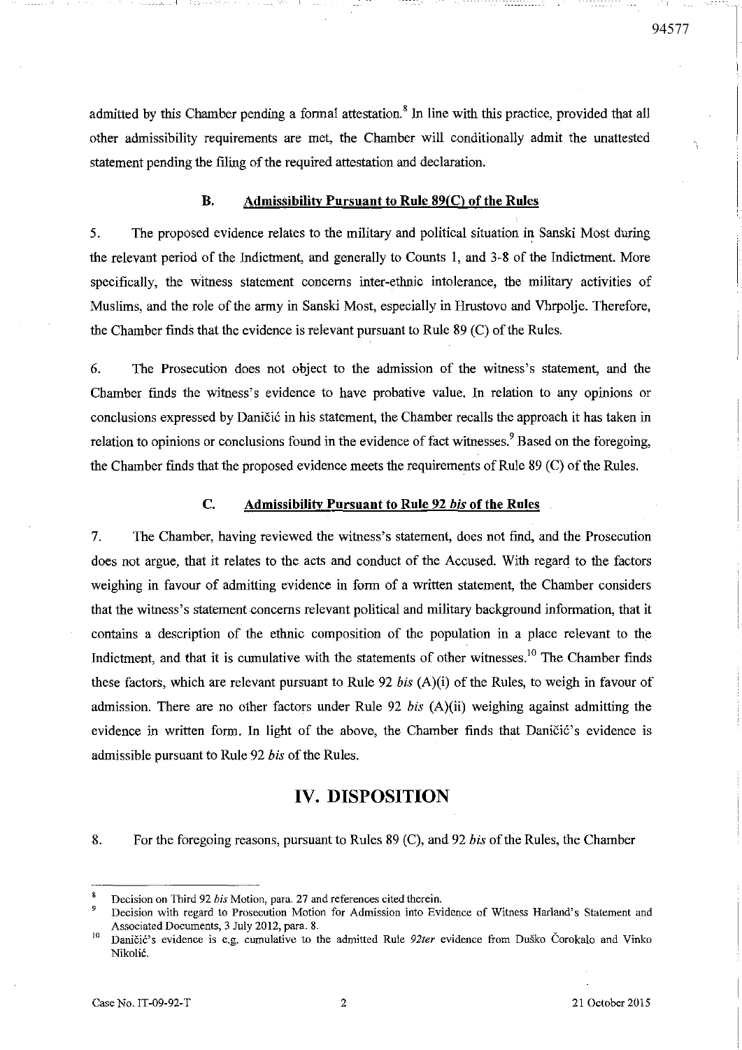admitted by this Chamber pending a formal attestation.[8] In line with this practice, provided that all other admissibility requirements are met, the Chamber will conditionally admit the unattested statement pending the filing of the required attestation and declaration.

### B. Admissibility Pursuant to Rule 89(C) of the Rules

5. The proposed evidence relates to the military and political situation in Sanski Most during the relevant period of the Indictment, and generally to Counts 1, and 3-8 of the Indictment. More specifically, the witness statement concerns inter-ethnic intolerance, the military activities of Muslims, and the role of the army in Sanski Most, especially in Hrustovo and Vhrpolje. Therefore, the Chamber finds that the evidence is relevant pursuant to Rule 89 (C) of the Rules.

6. The Prosecution does not object to the admission of the witness's statement, and the Chamber finds the witness's evidence to have probative value. In relation to any opinions or conclusions expressed by Daničić in his statement, the Chamber recalls the approach it has taken in relation to opinions or conclusions found in the evidence of fact witnesses.[9] Based on the foregoing, the Chamber finds that the proposed evidence meets the requirements of Rule 89 (C) of the Rules.

### C. Admissibility Pursuant to Rule 92 *bis* of the Rules

7. The Chamber, having reviewed the witness's statement, does not find, and the Prosecution does not argue, that it relates to the acts and conduct of the Accused. With regard to the factors weighing in favour of admitting evidence in form of a written statement, the Chamber considers that the witness's statement concerns relevant political and military background information, that it contains a description of the ethnic composition of the population in a place relevant to the Indictment, and that it is cumulative with the statements of other witnesses.[10] The Chamber finds these factors, which are relevant pursuant to Rule 92 *bis* (A)(i) of the Rules, to weigh in favour of admission. There are no other factors under Rule 92 *bis* (A)(ii) weighing against admitting the evidence in written form. In light of the above, the Chamber finds that Daničić's evidence is admissible pursuant to Rule 92 *bis* of the Rules.

## IV. DISPOSITION

8. For the foregoing reasons, pursuant to Rules 89 (C), and 92 *bis* of the Rules, the Chamber

---

[8] Decision on Third 92 *bis* Motion, para. 27 and references cited therein.

[9] Decision with regard to Prosecution Motion for Admission into Evidence of Witness Harland's Statement and Associated Documents, 3 July 2012, para. 8.

[10] Daničić's evidence is e.g. cumulative to the admitted Rule *92ter* evidence from Duško Čorokalo and Vinko Nikolić.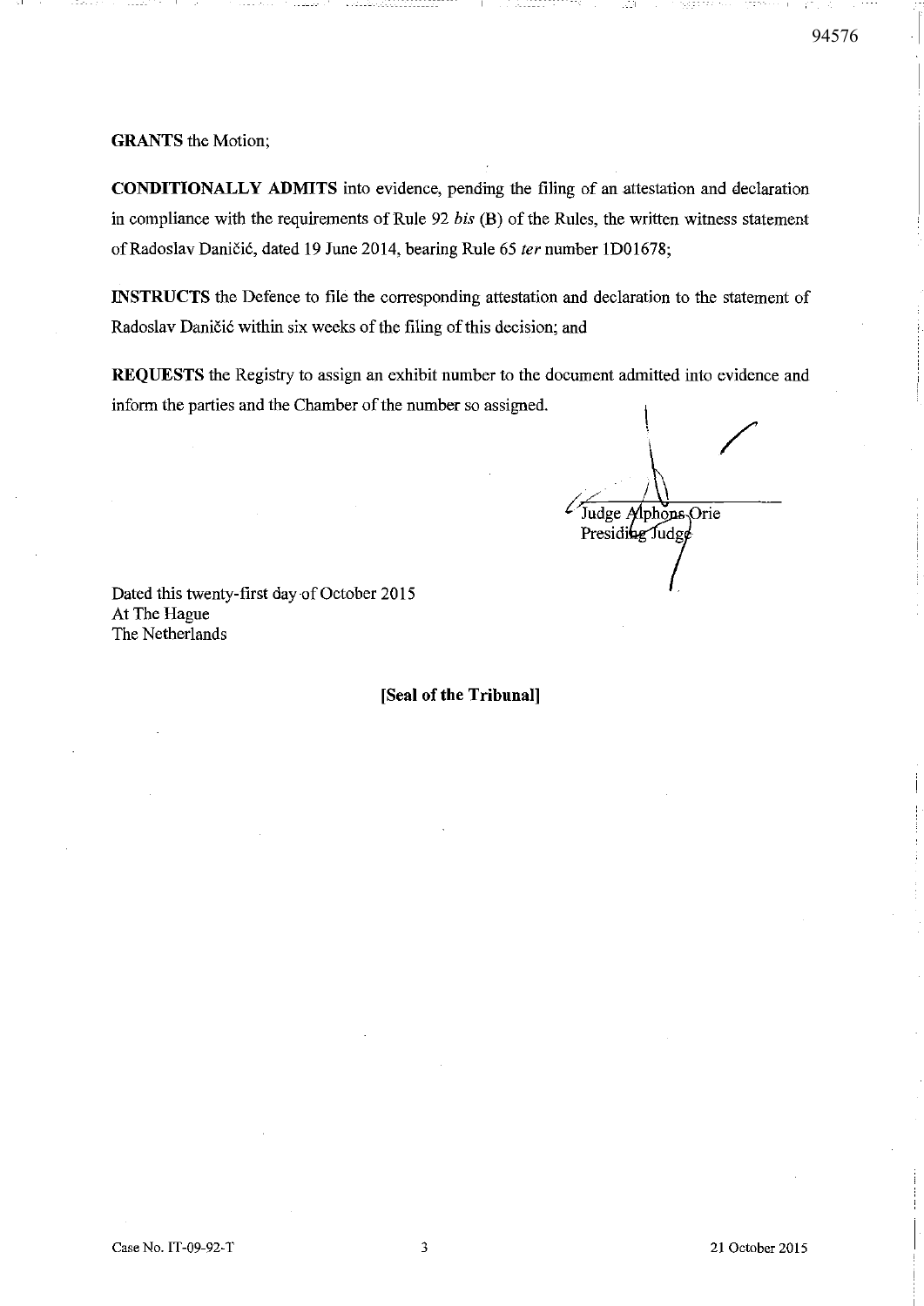**GRANTS** the Motion;

**CONDITIONALLY ADMITS** into evidence, pending the filing of an attestation and declaration in compliance with the requirements of Rule 92 *bis* (B) of the Rules, the written witness statement of Radoslav Daničić, dated 19 June 2014, bearing Rule 65 *ter* number 1D01678;

**INSTRUCTS** the Defence to file the corresponding attestation and declaration to the statement of Radoslav Daničić within six weeks of the filing of this decision; and

**REQUESTS** the Registry to assign an exhibit number to the document admitted into evidence and inform the parties and the Chamber of the number so assigned.

Judge Alphons Orie
Presiding Judge

Dated this twenty-first day of October 2015
At The Hague
The Netherlands

**[Seal of the Tribunal]**